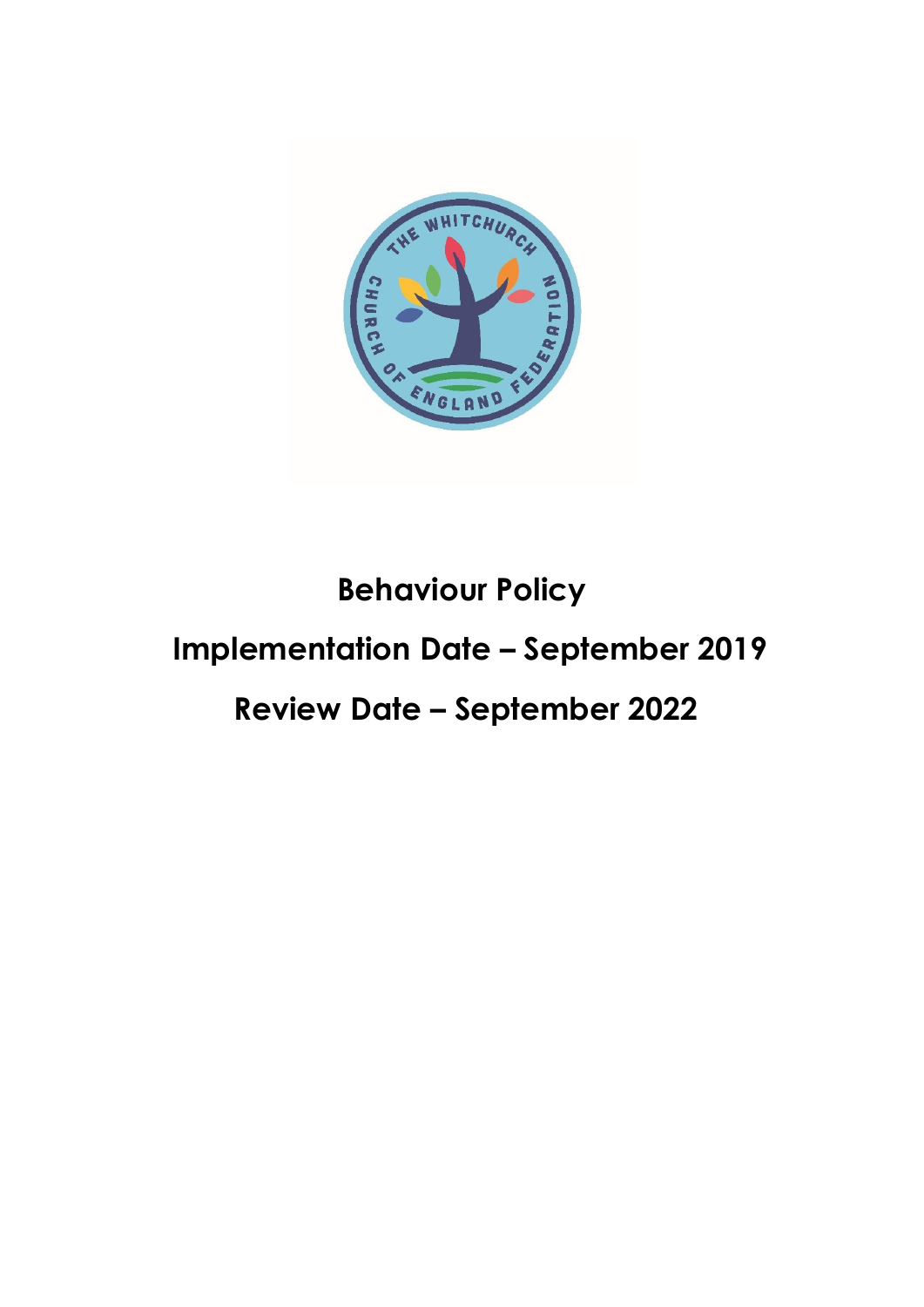# Behaviour Policy

## Implementation Date – September 2019

## Review Date – September 2022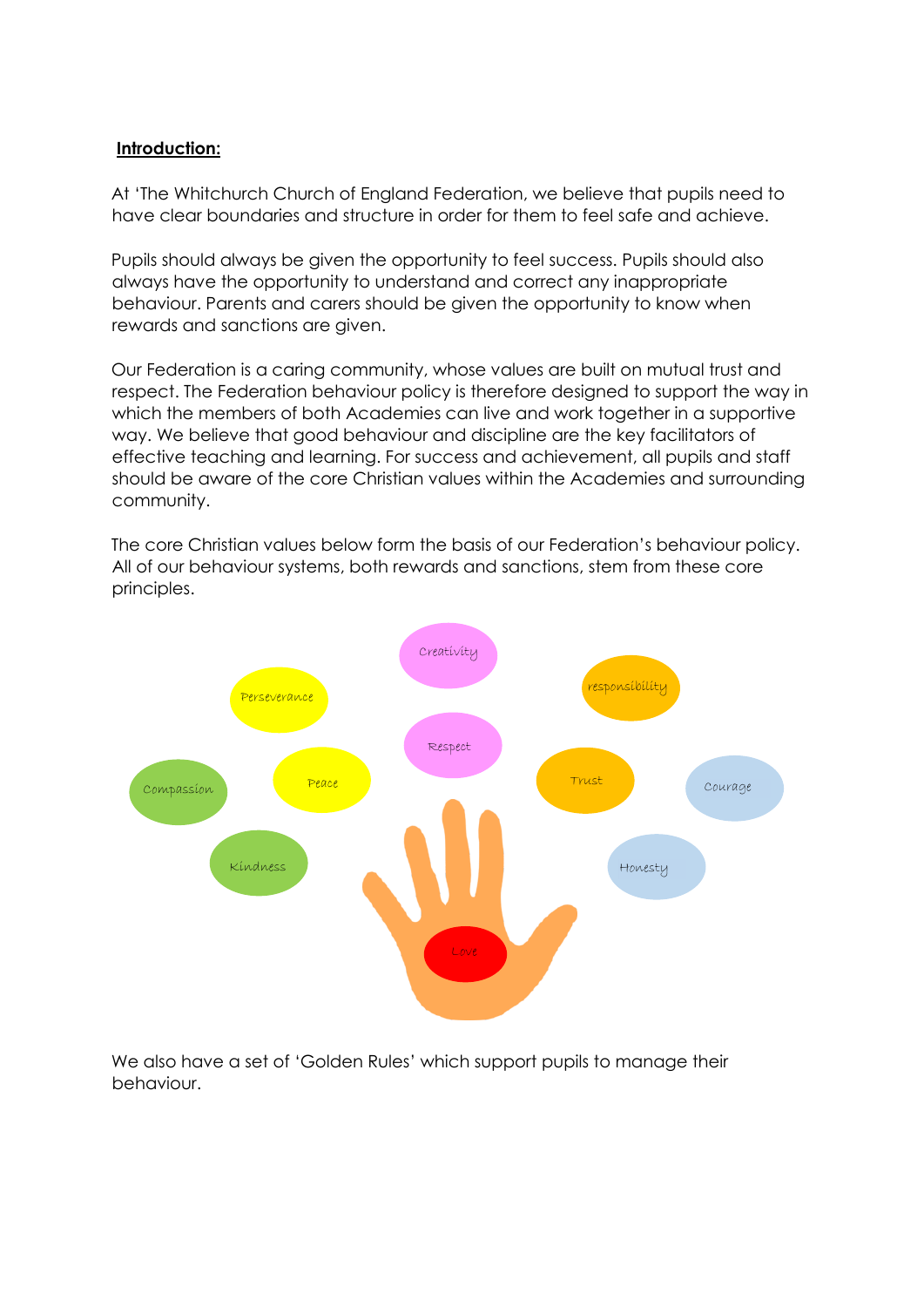**Introduction:**

At 'The Whitchurch Church of England Federation, we believe that pupils need to have clear boundaries and structure in order for them to feel safe and achieve.

Pupils should always be given the opportunity to feel success. Pupils should also always have the opportunity to understand and correct any inappropriate behaviour. Parents and carers should be given the opportunity to know when rewards and sanctions are given.

Our Federation is a caring community, whose values are built on mutual trust and respect. The Federation behaviour policy is therefore designed to support the way in which the members of both Academies can live and work together in a supportive way. We believe that good behaviour and discipline are the key facilitators of effective teaching and learning. For success and achievement, all pupils and staff should be aware of the core Christian values within the Academies and surrounding community.

The core Christian values below form the basis of our Federation's behaviour policy. All of our behaviour systems, both rewards and sanctions, stem from these core principles.

Creativity

Perseverance

responsibility

Respect

Compassion

Peace

Trust

Courage

Kindness

Honesty

Love

We also have a set of 'Golden Rules' which support pupils to manage their behaviour.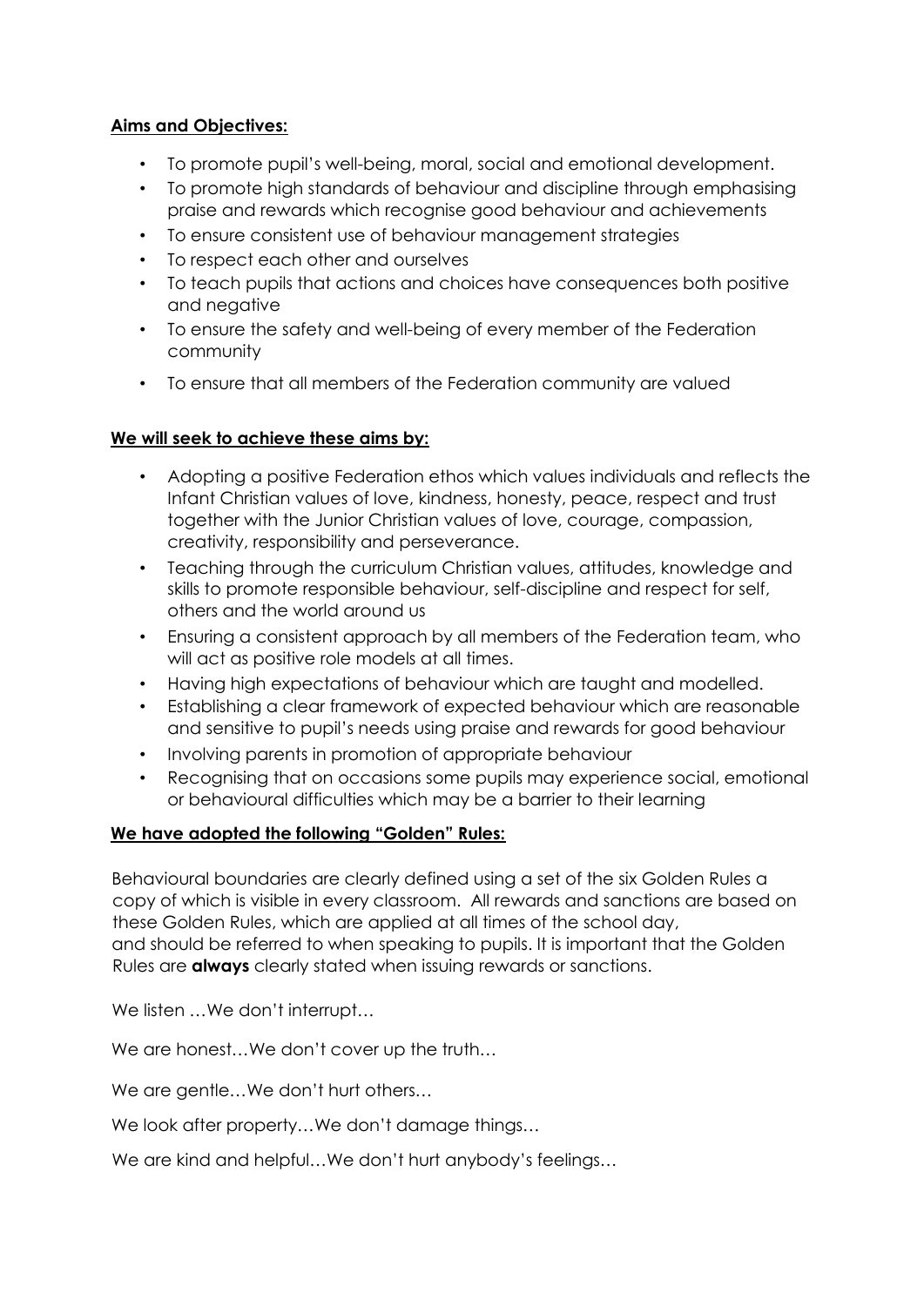**Aims and Objectives:**

- To promote pupil's well-being, moral, social and emotional development.
- To promote high standards of behaviour and discipline through emphasising praise and rewards which recognise good behaviour and achievements
- To ensure consistent use of behaviour management strategies
- To respect each other and ourselves
- To teach pupils that actions and choices have consequences both positive and negative
- To ensure the safety and well-being of every member of the Federation community
- To ensure that all members of the Federation community are valued

**We will seek to achieve these aims by:**

- Adopting a positive Federation ethos which values individuals and reflects the Infant Christian values of love, kindness, honesty, peace, respect and trust together with the Junior Christian values of love, courage, compassion, creativity, responsibility and perseverance.
- Teaching through the curriculum Christian values, attitudes, knowledge and skills to promote responsible behaviour, self-discipline and respect for self, others and the world around us
- Ensuring a consistent approach by all members of the Federation team, who will act as positive role models at all times.
- Having high expectations of behaviour which are taught and modelled.
- Establishing a clear framework of expected behaviour which are reasonable and sensitive to pupil's needs using praise and rewards for good behaviour
- Involving parents in promotion of appropriate behaviour
- Recognising that on occasions some pupils may experience social, emotional or behavioural difficulties which may be a barrier to their learning

**We have adopted the following "Golden" Rules:**

Behavioural boundaries are clearly defined using a set of the six Golden Rules a copy of which is visible in every classroom. All rewards and sanctions are based on these Golden Rules, which are applied at all times of the school day, and should be referred to when speaking to pupils. It is important that the Golden Rules are **always** clearly stated when issuing rewards or sanctions.

We listen …We don't interrupt…

We are honest…We don't cover up the truth…

We are gentle…We don't hurt others…

We look after property…We don't damage things…

We are kind and helpful…We don't hurt anybody's feelings…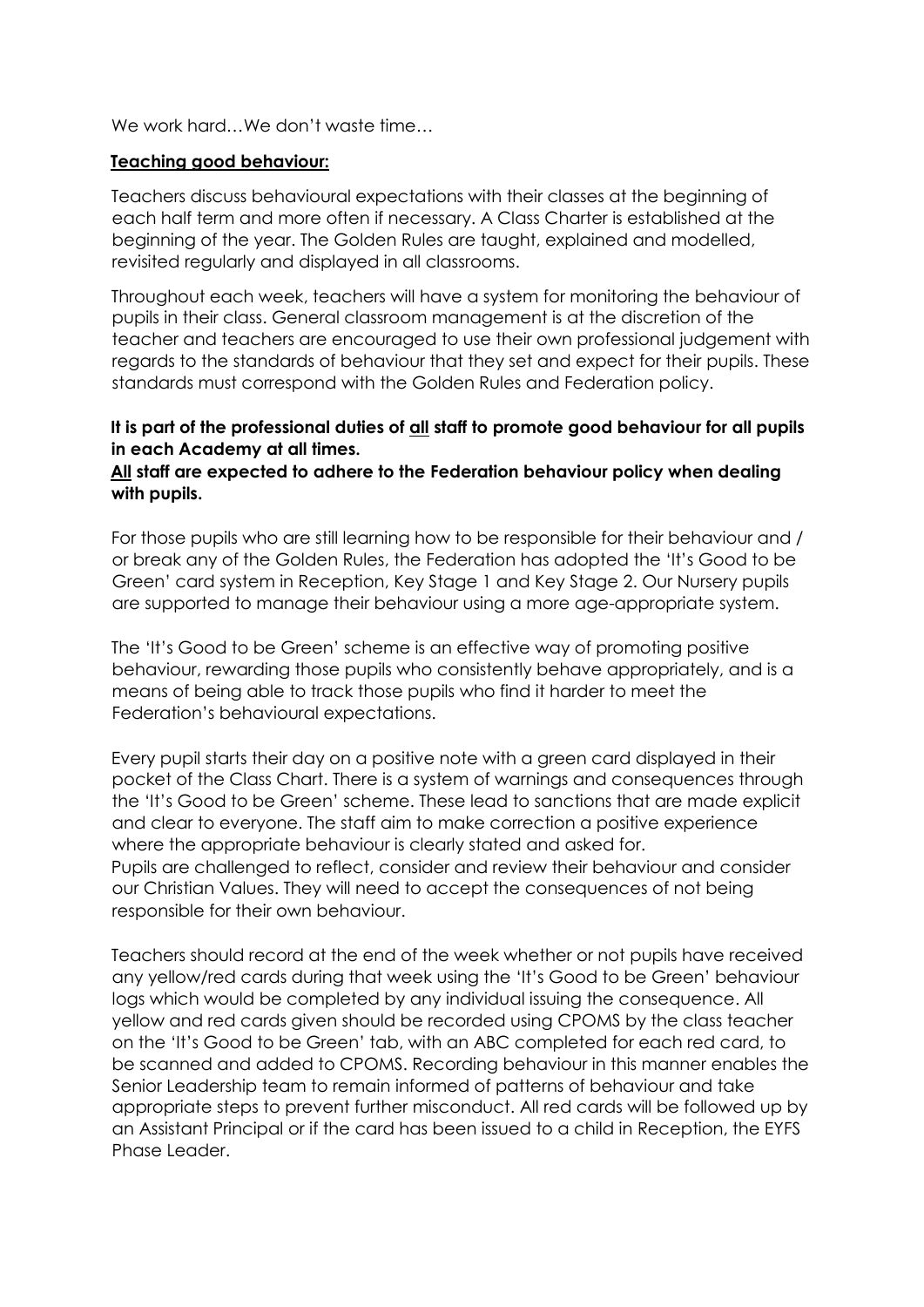We work hard…We don't waste time…

**Teaching good behaviour:**

Teachers discuss behavioural expectations with their classes at the beginning of each half term and more often if necessary. A Class Charter is established at the beginning of the year. The Golden Rules are taught, explained and modelled, revisited regularly and displayed in all classrooms.

Throughout each week, teachers will have a system for monitoring the behaviour of pupils in their class. General classroom management is at the discretion of the teacher and teachers are encouraged to use their own professional judgement with regards to the standards of behaviour that they set and expect for their pupils. These standards must correspond with the Golden Rules and Federation policy.

**It is part of the professional duties of <u>all</u> staff to promote good behaviour for all pupils in each Academy at all times.**
**<u>All</u> staff are expected to adhere to the Federation behaviour policy when dealing with pupils.**

For those pupils who are still learning how to be responsible for their behaviour and / or break any of the Golden Rules, the Federation has adopted the 'It's Good to be Green' card system in Reception, Key Stage 1 and Key Stage 2. Our Nursery pupils are supported to manage their behaviour using a more age-appropriate system.

The 'It's Good to be Green' scheme is an effective way of promoting positive behaviour, rewarding those pupils who consistently behave appropriately, and is a means of being able to track those pupils who find it harder to meet the Federation's behavioural expectations.

Every pupil starts their day on a positive note with a green card displayed in their pocket of the Class Chart. There is a system of warnings and consequences through the 'It's Good to be Green' scheme. These lead to sanctions that are made explicit and clear to everyone. The staff aim to make correction a positive experience where the appropriate behaviour is clearly stated and asked for.
Pupils are challenged to reflect, consider and review their behaviour and consider our Christian Values. They will need to accept the consequences of not being responsible for their own behaviour.

Teachers should record at the end of the week whether or not pupils have received any yellow/red cards during that week using the 'It's Good to be Green' behaviour logs which would be completed by any individual issuing the consequence. All yellow and red cards given should be recorded using CPOMS by the class teacher on the 'It's Good to be Green' tab, with an ABC completed for each red card, to be scanned and added to CPOMS. Recording behaviour in this manner enables the Senior Leadership team to remain informed of patterns of behaviour and take appropriate steps to prevent further misconduct. All red cards will be followed up by an Assistant Principal or if the card has been issued to a child in Reception, the EYFS Phase Leader.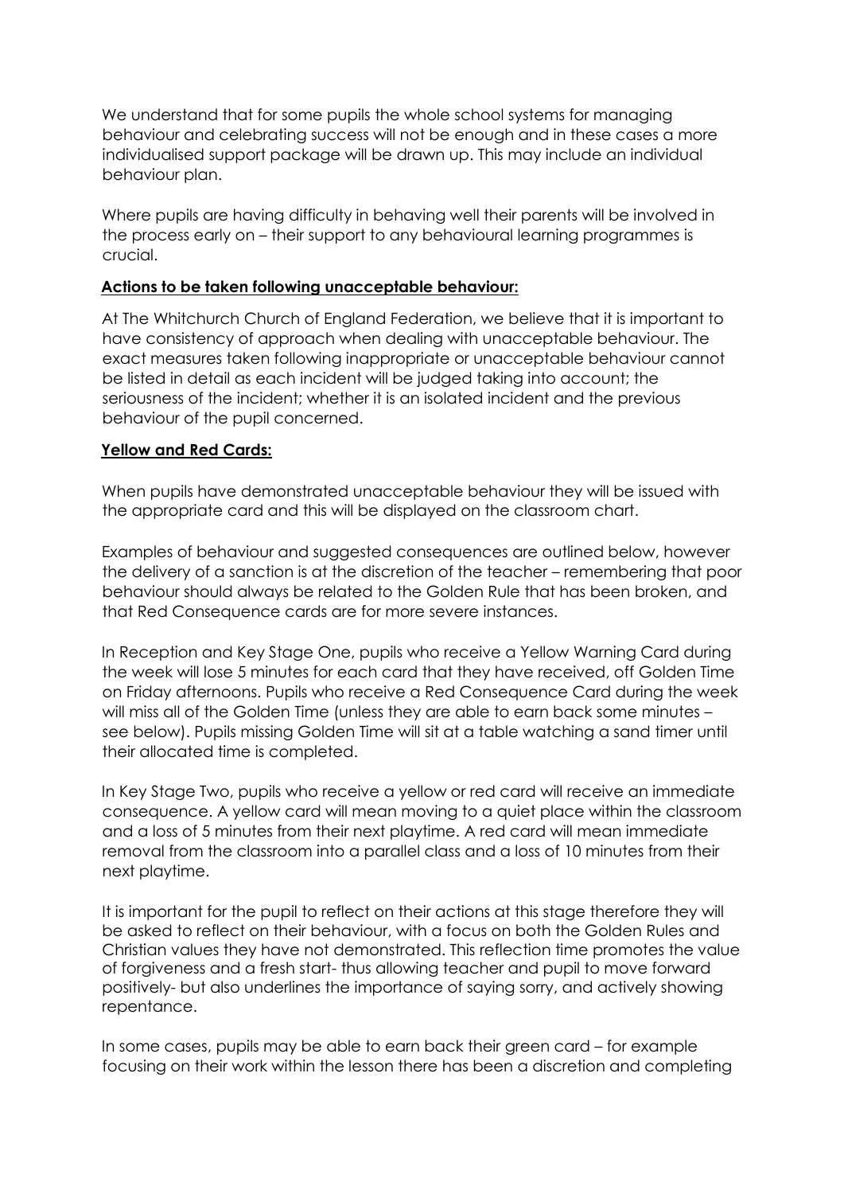We understand that for some pupils the whole school systems for managing behaviour and celebrating success will not be enough and in these cases a more individualised support package will be drawn up. This may include an individual behaviour plan.

Where pupils are having difficulty in behaving well their parents will be involved in the process early on – their support to any behavioural learning programmes is crucial.

**Actions to be taken following unacceptable behaviour:**

At The Whitchurch Church of England Federation, we believe that it is important to have consistency of approach when dealing with unacceptable behaviour. The exact measures taken following inappropriate or unacceptable behaviour cannot be listed in detail as each incident will be judged taking into account; the seriousness of the incident; whether it is an isolated incident and the previous behaviour of the pupil concerned.

**Yellow and Red Cards:**

When pupils have demonstrated unacceptable behaviour they will be issued with the appropriate card and this will be displayed on the classroom chart.

Examples of behaviour and suggested consequences are outlined below, however the delivery of a sanction is at the discretion of the teacher – remembering that poor behaviour should always be related to the Golden Rule that has been broken, and that Red Consequence cards are for more severe instances.

In Reception and Key Stage One, pupils who receive a Yellow Warning Card during the week will lose 5 minutes for each card that they have received, off Golden Time on Friday afternoons. Pupils who receive a Red Consequence Card during the week will miss all of the Golden Time (unless they are able to earn back some minutes – see below). Pupils missing Golden Time will sit at a table watching a sand timer until their allocated time is completed.

In Key Stage Two, pupils who receive a yellow or red card will receive an immediate consequence. A yellow card will mean moving to a quiet place within the classroom and a loss of 5 minutes from their next playtime. A red card will mean immediate removal from the classroom into a parallel class and a loss of 10 minutes from their next playtime.

It is important for the pupil to reflect on their actions at this stage therefore they will be asked to reflect on their behaviour, with a focus on both the Golden Rules and Christian values they have not demonstrated. This reflection time promotes the value of forgiveness and a fresh start- thus allowing teacher and pupil to move forward positively- but also underlines the importance of saying sorry, and actively showing repentance.

In some cases, pupils may be able to earn back their green card – for example focusing on their work within the lesson there has been a discretion and completing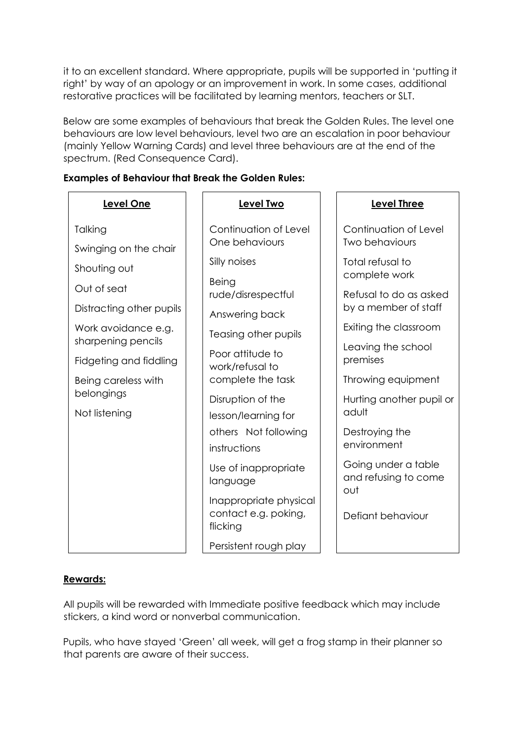it to an excellent standard. Where appropriate, pupils will be supported in 'putting it right' by way of an apology or an improvement in work. In some cases, additional restorative practices will be facilitated by learning mentors, teachers or SLT.

Below are some examples of behaviours that break the Golden Rules. The level one behaviours are low level behaviours, level two are an escalation in poor behaviour (mainly Yellow Warning Cards) and level three behaviours are at the end of the spectrum. (Red Consequence Card).

**Examples of Behaviour that Break the Golden Rules:**

| Level One | Level Two | Level Three |
|---|---|---|
| Talking | Continuation of Level One behaviours | Continuation of Level Two behaviours |
| Swinging on the chair | Silly noises | Total refusal to complete work |
| Shouting out | Being rude/disrespectful | Refusal to do as asked by a member of staff |
| Out of seat | Answering back | Exiting the classroom |
| Distracting other pupils | Teasing other pupils | Leaving the school premises |
| Work avoidance e.g. sharpening pencils | Poor attitude to work/refusal to complete the task | Throwing equipment |
| Fidgeting and fiddling | Disruption of the lesson/learning for others | Hurting another pupil or adult |
| Being careless with belongings | Not following instructions | Destroying the environment |
| Not listening | Use of inappropriate language | Going under a table and refusing to come out |
| | Inappropriate physical contact e.g. poking, flicking | Defiant behaviour |
| | Persistent rough play | |

## Rewards:

All pupils will be rewarded with Immediate positive feedback which may include stickers, a kind word or nonverbal communication.

Pupils, who have stayed 'Green' all week, will get a frog stamp in their planner so that parents are aware of their success.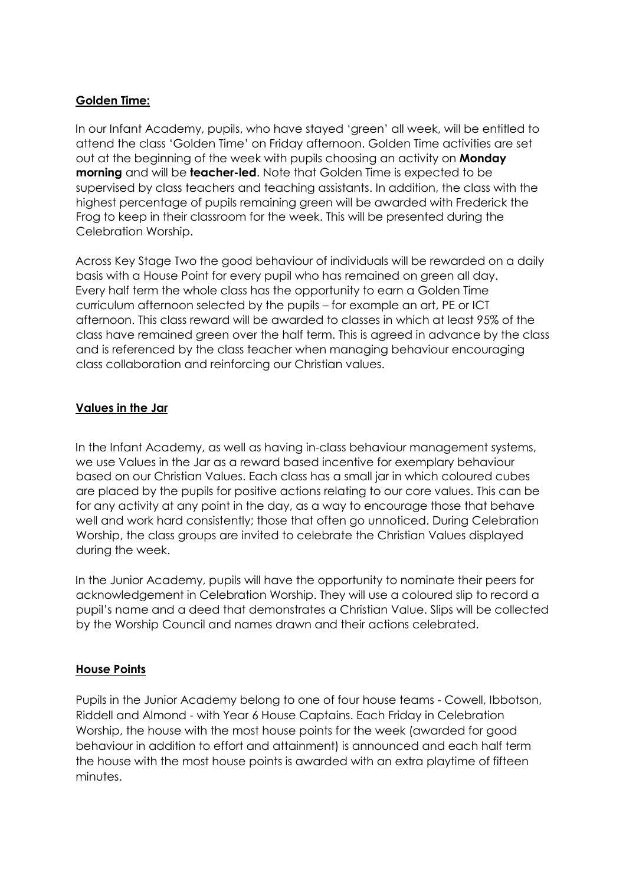**Golden Time:**

In our Infant Academy, pupils, who have stayed 'green' all week, will be entitled to attend the class 'Golden Time' on Friday afternoon. Golden Time activities are set out at the beginning of the week with pupils choosing an activity on **Monday morning** and will be **teacher-led**. Note that Golden Time is expected to be supervised by class teachers and teaching assistants. In addition, the class with the highest percentage of pupils remaining green will be awarded with Frederick the Frog to keep in their classroom for the week. This will be presented during the Celebration Worship.

Across Key Stage Two the good behaviour of individuals will be rewarded on a daily basis with a House Point for every pupil who has remained on green all day. Every half term the whole class has the opportunity to earn a Golden Time curriculum afternoon selected by the pupils – for example an art, PE or ICT afternoon. This class reward will be awarded to classes in which at least 95% of the class have remained green over the half term. This is agreed in advance by the class and is referenced by the class teacher when managing behaviour encouraging class collaboration and reinforcing our Christian values.

**Values in the Jar**

In the Infant Academy, as well as having in-class behaviour management systems, we use Values in the Jar as a reward based incentive for exemplary behaviour based on our Christian Values. Each class has a small jar in which coloured cubes are placed by the pupils for positive actions relating to our core values. This can be for any activity at any point in the day, as a way to encourage those that behave well and work hard consistently; those that often go unnoticed. During Celebration Worship, the class groups are invited to celebrate the Christian Values displayed during the week.

In the Junior Academy, pupils will have the opportunity to nominate their peers for acknowledgement in Celebration Worship. They will use a coloured slip to record a pupil's name and a deed that demonstrates a Christian Value. Slips will be collected by the Worship Council and names drawn and their actions celebrated.

**House Points**

Pupils in the Junior Academy belong to one of four house teams - Cowell, Ibbotson, Riddell and Almond - with Year 6 House Captains. Each Friday in Celebration Worship, the house with the most house points for the week (awarded for good behaviour in addition to effort and attainment) is announced and each half term the house with the most house points is awarded with an extra playtime of fifteen minutes.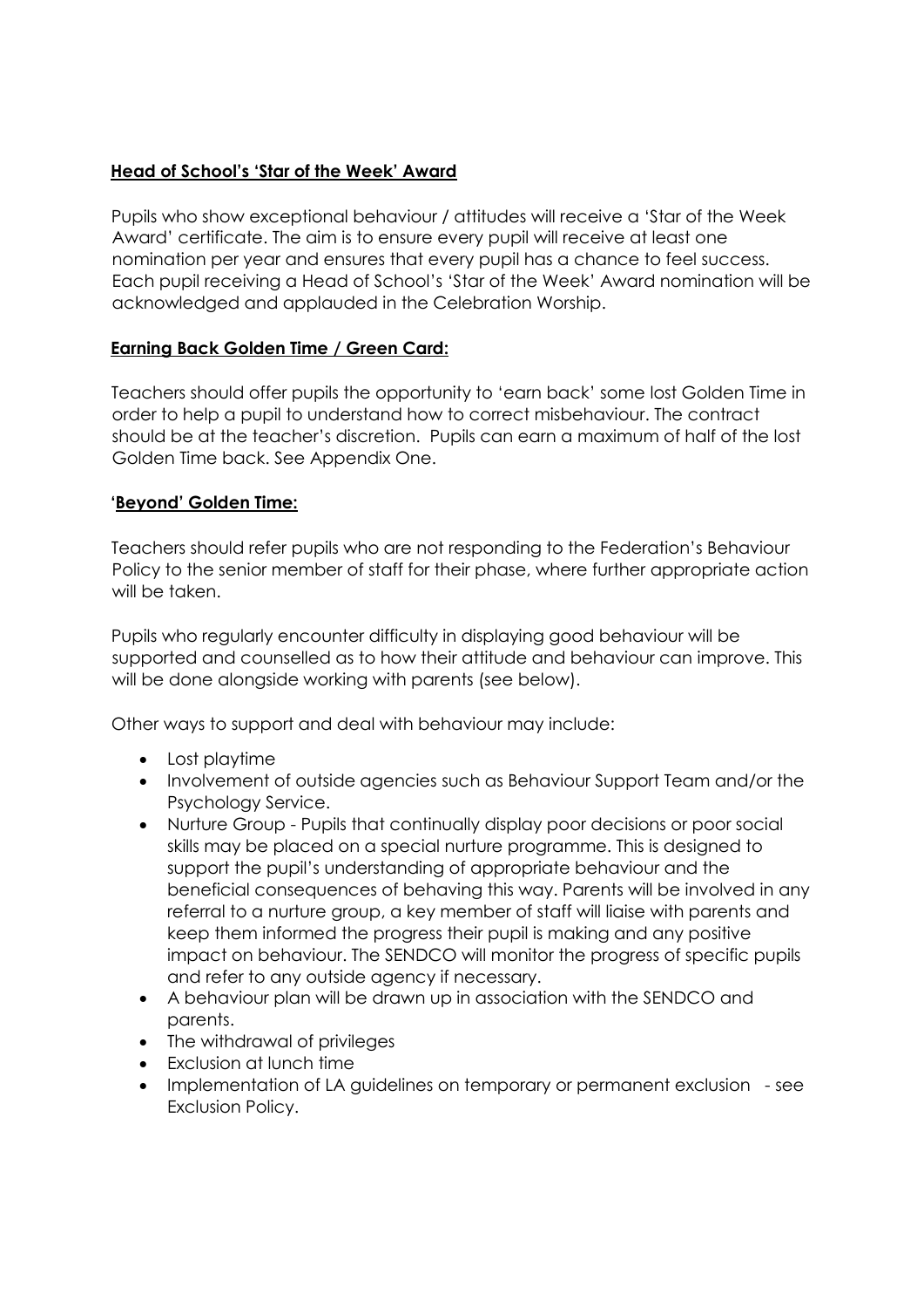**Head of School's 'Star of the Week' Award**

Pupils who show exceptional behaviour / attitudes will receive a 'Star of the Week Award' certificate. The aim is to ensure every pupil will receive at least one nomination per year and ensures that every pupil has a chance to feel success. Each pupil receiving a Head of School's 'Star of the Week' Award nomination will be acknowledged and applauded in the Celebration Worship.

**Earning Back Golden Time / Green Card:**

Teachers should offer pupils the opportunity to 'earn back' some lost Golden Time in order to help a pupil to understand how to correct misbehaviour. The contract should be at the teacher's discretion. Pupils can earn a maximum of half of the lost Golden Time back. See Appendix One.

**'Beyond' Golden Time:**

Teachers should refer pupils who are not responding to the Federation's Behaviour Policy to the senior member of staff for their phase, where further appropriate action will be taken.

Pupils who regularly encounter difficulty in displaying good behaviour will be supported and counselled as to how their attitude and behaviour can improve. This will be done alongside working with parents (see below).

Other ways to support and deal with behaviour may include:

- Lost playtime
- Involvement of outside agencies such as Behaviour Support Team and/or the Psychology Service.
- Nurture Group - Pupils that continually display poor decisions or poor social skills may be placed on a special nurture programme. This is designed to support the pupil's understanding of appropriate behaviour and the beneficial consequences of behaving this way. Parents will be involved in any referral to a nurture group, a key member of staff will liaise with parents and keep them informed the progress their pupil is making and any positive impact on behaviour. The SENDCO will monitor the progress of specific pupils and refer to any outside agency if necessary.
- A behaviour plan will be drawn up in association with the SENDCO and parents.
- The withdrawal of privileges
- Exclusion at lunch time
- Implementation of LA guidelines on temporary or permanent exclusion - see Exclusion Policy.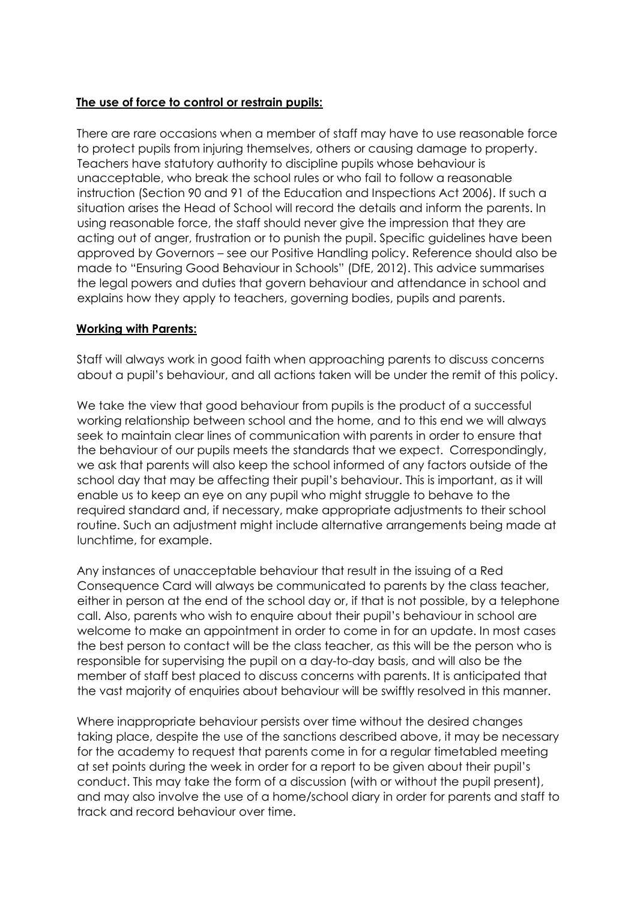**The use of force to control or restrain pupils:**

There are rare occasions when a member of staff may have to use reasonable force to protect pupils from injuring themselves, others or causing damage to property. Teachers have statutory authority to discipline pupils whose behaviour is unacceptable, who break the school rules or who fail to follow a reasonable instruction (Section 90 and 91 of the Education and Inspections Act 2006). If such a situation arises the Head of School will record the details and inform the parents. In using reasonable force, the staff should never give the impression that they are acting out of anger, frustration or to punish the pupil. Specific guidelines have been approved by Governors – see our Positive Handling policy. Reference should also be made to "Ensuring Good Behaviour in Schools" (DfE, 2012). This advice summarises the legal powers and duties that govern behaviour and attendance in school and explains how they apply to teachers, governing bodies, pupils and parents.

**Working with Parents:**

Staff will always work in good faith when approaching parents to discuss concerns about a pupil's behaviour, and all actions taken will be under the remit of this policy.

We take the view that good behaviour from pupils is the product of a successful working relationship between school and the home, and to this end we will always seek to maintain clear lines of communication with parents in order to ensure that the behaviour of our pupils meets the standards that we expect. Correspondingly, we ask that parents will also keep the school informed of any factors outside of the school day that may be affecting their pupil's behaviour. This is important, as it will enable us to keep an eye on any pupil who might struggle to behave to the required standard and, if necessary, make appropriate adjustments to their school routine. Such an adjustment might include alternative arrangements being made at lunchtime, for example.

Any instances of unacceptable behaviour that result in the issuing of a Red Consequence Card will always be communicated to parents by the class teacher, either in person at the end of the school day or, if that is not possible, by a telephone call. Also, parents who wish to enquire about their pupil's behaviour in school are welcome to make an appointment in order to come in for an update. In most cases the best person to contact will be the class teacher, as this will be the person who is responsible for supervising the pupil on a day-to-day basis, and will also be the member of staff best placed to discuss concerns with parents. It is anticipated that the vast majority of enquiries about behaviour will be swiftly resolved in this manner.

Where inappropriate behaviour persists over time without the desired changes taking place, despite the use of the sanctions described above, it may be necessary for the academy to request that parents come in for a regular timetabled meeting at set points during the week in order for a report to be given about their pupil's conduct. This may take the form of a discussion (with or without the pupil present), and may also involve the use of a home/school diary in order for parents and staff to track and record behaviour over time.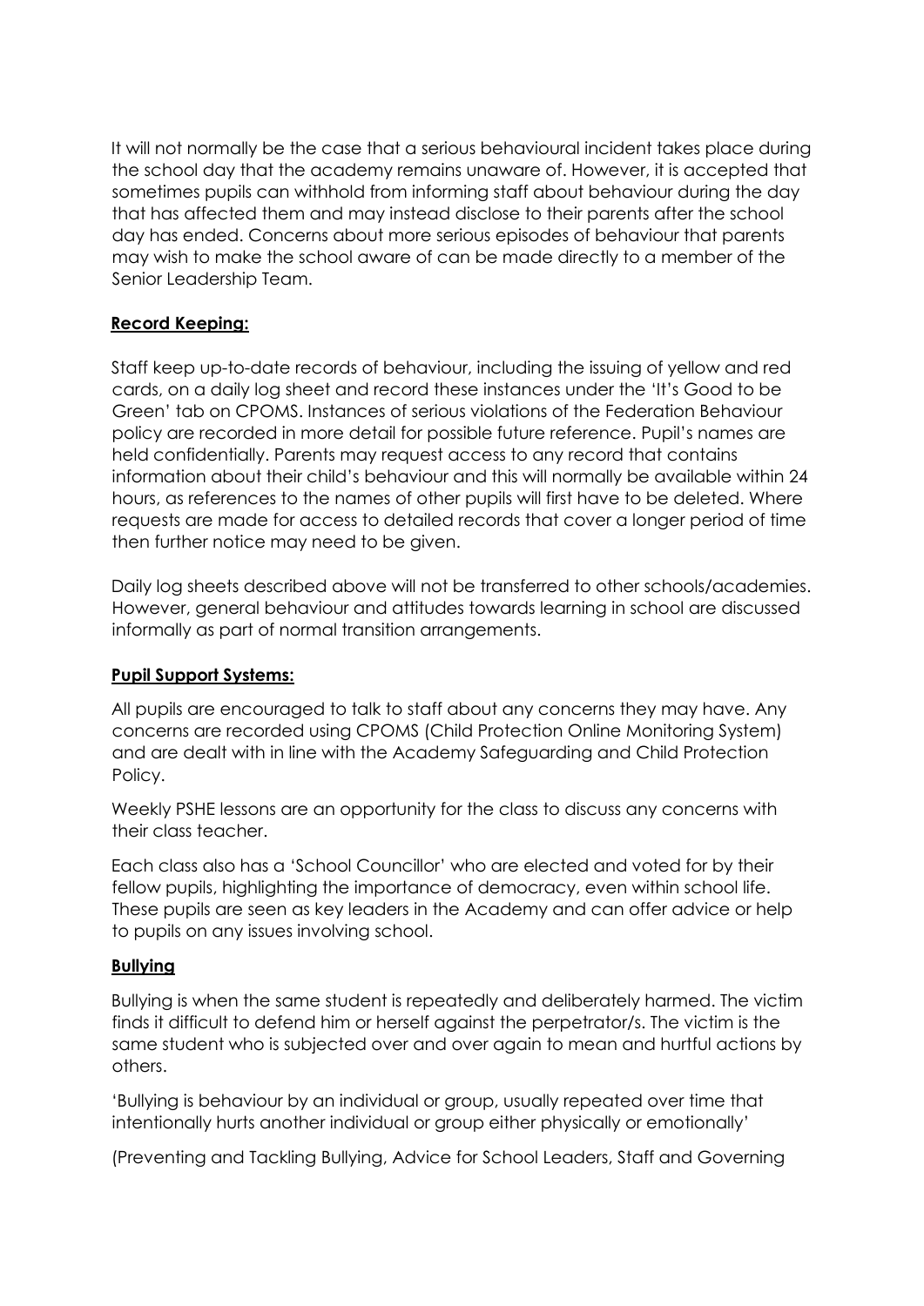It will not normally be the case that a serious behavioural incident takes place during the school day that the academy remains unaware of. However, it is accepted that sometimes pupils can withhold from informing staff about behaviour during the day that has affected them and may instead disclose to their parents after the school day has ended. Concerns about more serious episodes of behaviour that parents may wish to make the school aware of can be made directly to a member of the Senior Leadership Team.

## **Record Keeping:**

Staff keep up-to-date records of behaviour, including the issuing of yellow and red cards, on a daily log sheet and record these instances under the 'It's Good to be Green' tab on CPOMS. Instances of serious violations of the Federation Behaviour policy are recorded in more detail for possible future reference. Pupil's names are held confidentially. Parents may request access to any record that contains information about their child's behaviour and this will normally be available within 24 hours, as references to the names of other pupils will first have to be deleted. Where requests are made for access to detailed records that cover a longer period of time then further notice may need to be given.

Daily log sheets described above will not be transferred to other schools/academies. However, general behaviour and attitudes towards learning in school are discussed informally as part of normal transition arrangements.

## **Pupil Support Systems:**

All pupils are encouraged to talk to staff about any concerns they may have. Any concerns are recorded using CPOMS (Child Protection Online Monitoring System) and are dealt with in line with the Academy Safeguarding and Child Protection Policy.

Weekly PSHE lessons are an opportunity for the class to discuss any concerns with their class teacher.

Each class also has a 'School Councillor' who are elected and voted for by their fellow pupils, highlighting the importance of democracy, even within school life. These pupils are seen as key leaders in the Academy and can offer advice or help to pupils on any issues involving school.

## **Bullying**

Bullying is when the same student is repeatedly and deliberately harmed. The victim finds it difficult to defend him or herself against the perpetrator/s. The victim is the same student who is subjected over and over again to mean and hurtful actions by others.

'Bullying is behaviour by an individual or group, usually repeated over time that intentionally hurts another individual or group either physically or emotionally'

(Preventing and Tackling Bullying, Advice for School Leaders, Staff and Governing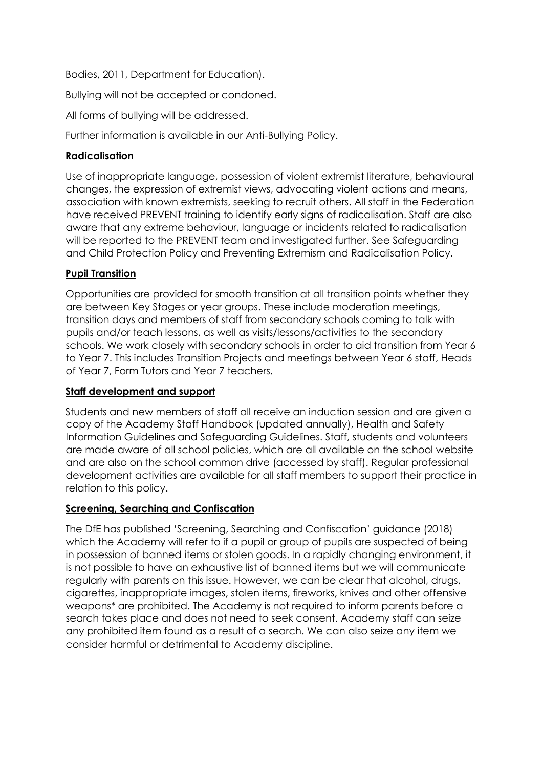Bodies, 2011, Department for Education).

Bullying will not be accepted or condoned.

All forms of bullying will be addressed.

Further information is available in our Anti-Bullying Policy.

**Radicalisation**

Use of inappropriate language, possession of violent extremist literature, behavioural changes, the expression of extremist views, advocating violent actions and means, association with known extremists, seeking to recruit others. All staff in the Federation have received PREVENT training to identify early signs of radicalisation. Staff are also aware that any extreme behaviour, language or incidents related to radicalisation will be reported to the PREVENT team and investigated further. See Safeguarding and Child Protection Policy and Preventing Extremism and Radicalisation Policy.

**Pupil Transition**

Opportunities are provided for smooth transition at all transition points whether they are between Key Stages or year groups. These include moderation meetings, transition days and members of staff from secondary schools coming to talk with pupils and/or teach lessons, as well as visits/lessons/activities to the secondary schools. We work closely with secondary schools in order to aid transition from Year 6 to Year 7. This includes Transition Projects and meetings between Year 6 staff, Heads of Year 7, Form Tutors and Year 7 teachers.

**Staff development and support**

Students and new members of staff all receive an induction session and are given a copy of the Academy Staff Handbook (updated annually), Health and Safety Information Guidelines and Safeguarding Guidelines. Staff, students and volunteers are made aware of all school policies, which are all available on the school website and are also on the school common drive (accessed by staff). Regular professional development activities are available for all staff members to support their practice in relation to this policy.

**Screening, Searching and Confiscation**

The DfE has published 'Screening, Searching and Confiscation' guidance (2018) which the Academy will refer to if a pupil or group of pupils are suspected of being in possession of banned items or stolen goods. In a rapidly changing environment, it is not possible to have an exhaustive list of banned items but we will communicate regularly with parents on this issue. However, we can be clear that alcohol, drugs, cigarettes, inappropriate images, stolen items, fireworks, knives and other offensive weapons* are prohibited. The Academy is not required to inform parents before a search takes place and does not need to seek consent. Academy staff can seize any prohibited item found as a result of a search. We can also seize any item we consider harmful or detrimental to Academy discipline.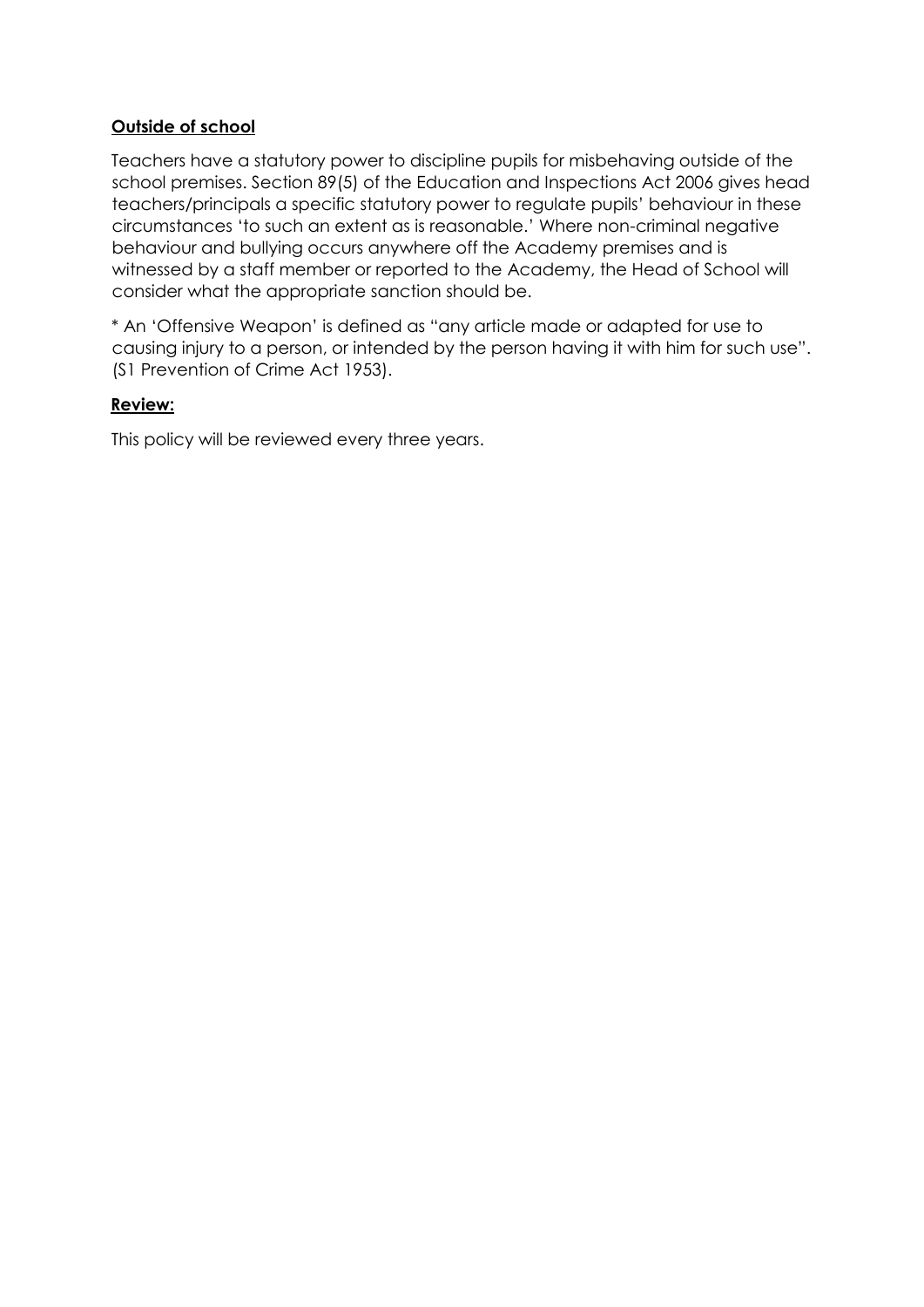**Outside of school**

Teachers have a statutory power to discipline pupils for misbehaving outside of the school premises. Section 89(5) of the Education and Inspections Act 2006 gives head teachers/principals a specific statutory power to regulate pupils' behaviour in these circumstances 'to such an extent as is reasonable.' Where non-criminal negative behaviour and bullying occurs anywhere off the Academy premises and is witnessed by a staff member or reported to the Academy, the Head of School will consider what the appropriate sanction should be.

* An 'Offensive Weapon' is defined as "any article made or adapted for use to causing injury to a person, or intended by the person having it with him for such use". (S1 Prevention of Crime Act 1953).

**Review:**

This policy will be reviewed every three years.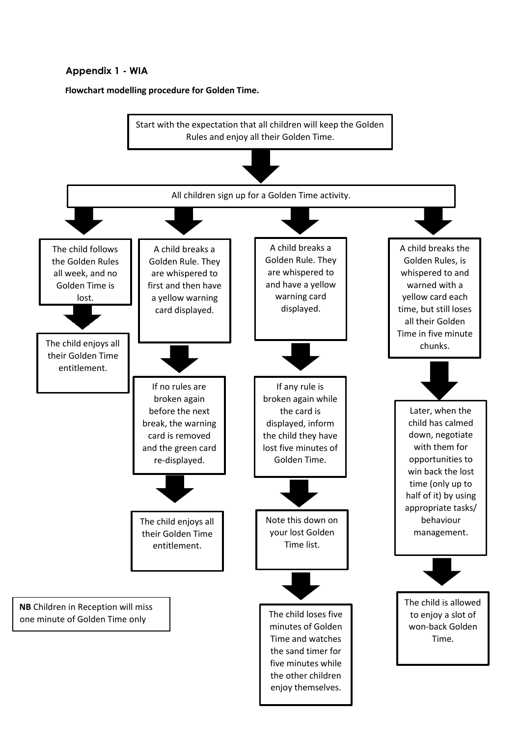## Appendix 1 - WIA

**Flowchart modelling procedure for Golden Time.**

Start with the expectation that all children will keep the Golden Rules and enjoy all their Golden Time.

↓

All children sign up for a Golden Time activity.

↓

**Branch 1:**

- The child follows the Golden Rules all week, and no Golden Time is lost.
- ↓ The child enjoys all their Golden Time entitlement.

**Branch 2:**

- A child breaks a Golden Rule. They are whispered to first and then have a yellow warning card displayed.
- ↓ If no rules are broken again before the next break, the warning card is removed and the green card re-displayed.
- ↓ The child enjoys all their Golden Time entitlement.

**Branch 3:**

- A child breaks a Golden Rule. They are whispered to and have a yellow warning card displayed.
- ↓ If any rule is broken again while the card is displayed, inform the child they have lost five minutes of Golden Time.
- ↓ Note this down on your lost Golden Time list.
- ↓ The child loses five minutes of Golden Time and watches the sand timer for five minutes while the other children enjoy themselves.

**Branch 4:**

- A child breaks the Golden Rules, is whispered to and warned with a yellow card each time, but still loses all their Golden Time in five minute chunks.
- ↓ Later, when the child has calmed down, negotiate with them for opportunities to win back the lost time (only up to half of it) by using appropriate tasks/ behaviour management.
- ↓ The child is allowed to enjoy a slot of won-back Golden Time.

**NB** Children in Reception will miss one minute of Golden Time only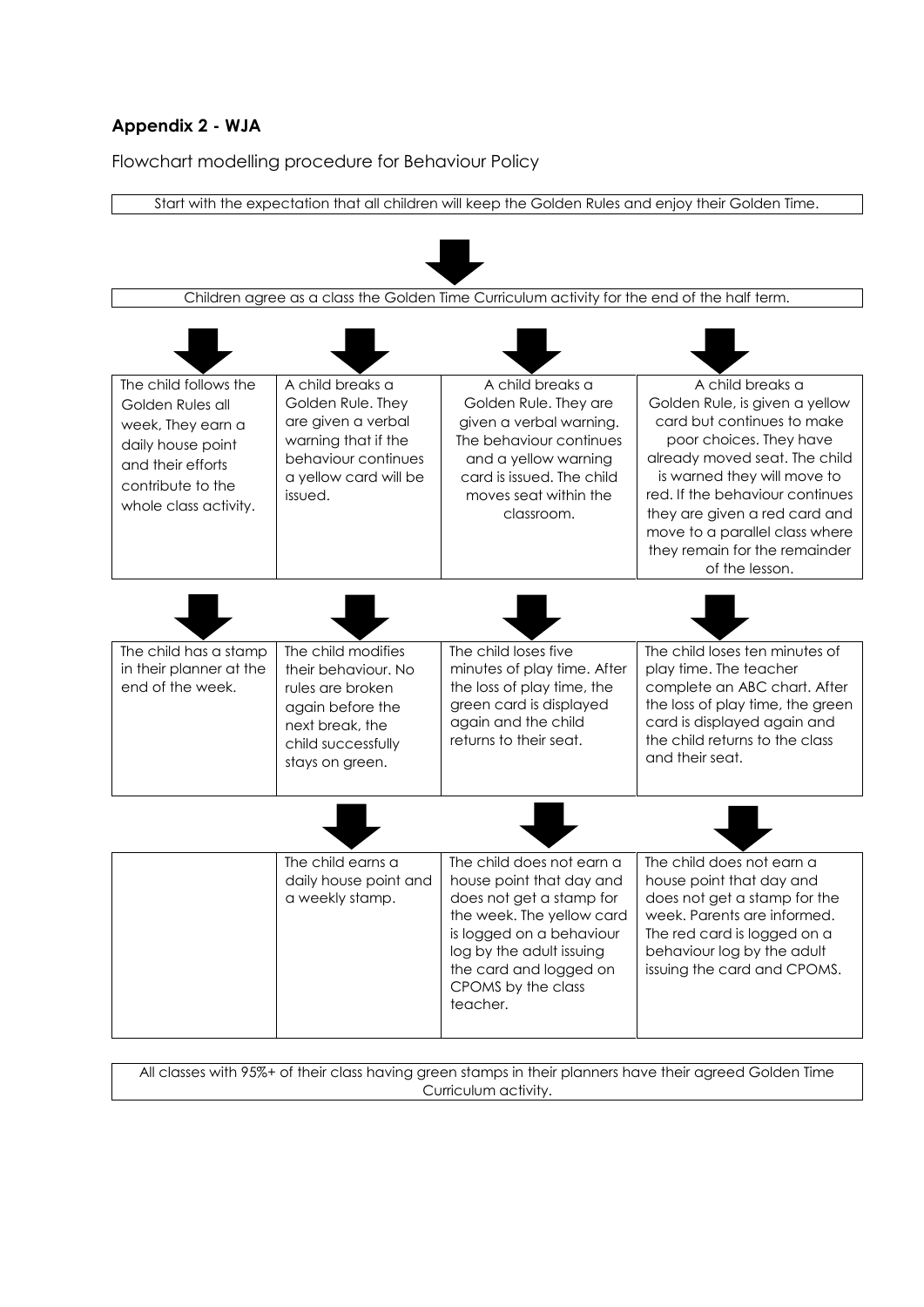**Appendix 2 - WJA**

Flowchart modelling procedure for Behaviour Policy

Start with the expectation that all children will keep the Golden Rules and enjoy their Golden Time.

Children agree as a class the Golden Time Curriculum activity for the end of the half term.

| | | | |
|---|---|---|---|
| The child follows the Golden Rules all week, They earn a daily house point and their efforts contribute to the whole class activity. | A child breaks a Golden Rule. They are given a verbal warning that if the behaviour continues a yellow card will be issued. | A child breaks a Golden Rule. They are given a verbal warning. The behaviour continues and a yellow warning card is issued. The child moves seat within the classroom. | A child breaks a Golden Rule, is given a yellow card but continues to make poor choices. They have already moved seat. The child is warned they will move to red. If the behaviour continues they are given a red card and move to a parallel class where they remain for the remainder of the lesson. |
| The child has a stamp in their planner at the end of the week. | The child modifies their behaviour. No rules are broken again before the next break, the child successfully stays on green. | The child loses five minutes of play time. After the loss of play time, the green card is displayed again and the child returns to their seat. | The child loses ten minutes of play time. The teacher complete an ABC chart. After the loss of play time, the green card is displayed again and the child returns to the class and their seat. |
| | The child earns a daily house point and a weekly stamp. | The child does not earn a house point that day and does not get a stamp for the week. The yellow card is logged on a behaviour log by the adult issuing the card and logged on CPOMS by the class teacher. | The child does not earn a house point that day and does not get a stamp for the week. Parents are informed. The red card is logged on a behaviour log by the adult issuing the card and CPOMS. |

All classes with 95%+ of their class having green stamps in their planners have their agreed Golden Time Curriculum activity.